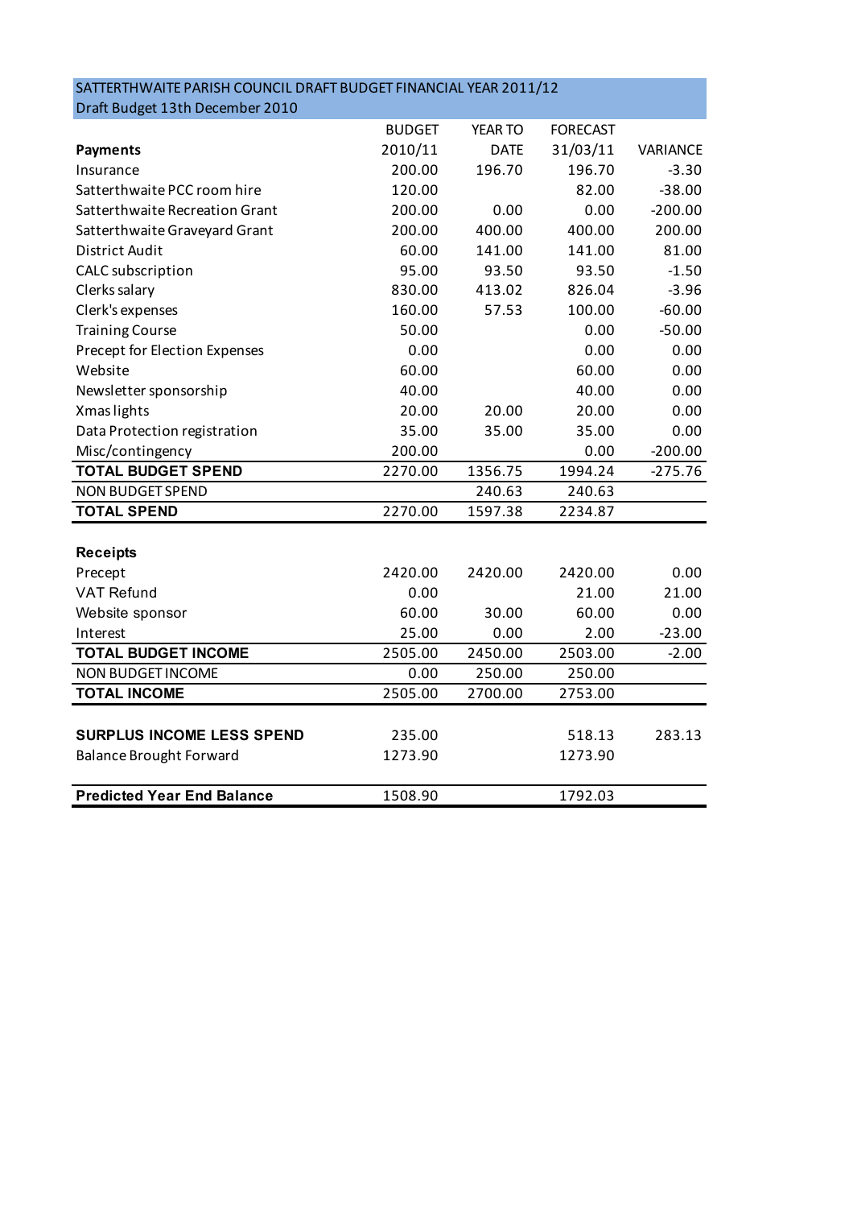# SATTERTHWAITE PARISH COUNCIL DRAFT BUDGET FINANCIAL YEAR 2011/12

Draft Budget 13th December 2010

| Payments | BUDGET 2010/11 | YEAR TO DATE | FORECAST 31/03/11 | VARIANCE |
|---|---|---|---|---|
| Insurance | 200.00 | 196.70 | 196.70 | -3.30 |
| Satterthwaite PCC room hire | 120.00 | | 82.00 | -38.00 |
| Satterthwaite Recreation Grant | 200.00 | 0.00 | 0.00 | -200.00 |
| Satterthwaite Graveyard Grant | 200.00 | 400.00 | 400.00 | 200.00 |
| District Audit | 60.00 | 141.00 | 141.00 | 81.00 |
| CALC subscription | 95.00 | 93.50 | 93.50 | -1.50 |
| Clerks salary | 830.00 | 413.02 | 826.04 | -3.96 |
| Clerk's expenses | 160.00 | 57.53 | 100.00 | -60.00 |
| Training Course | 50.00 | | 0.00 | -50.00 |
| Precept for Election Expenses | 0.00 | | 0.00 | 0.00 |
| Website | 60.00 | | 60.00 | 0.00 |
| Newsletter sponsorship | 40.00 | | 40.00 | 0.00 |
| Xmas lights | 20.00 | 20.00 | 20.00 | 0.00 |
| Data Protection registration | 35.00 | 35.00 | 35.00 | 0.00 |
| Misc/contingency | 200.00 | | 0.00 | -200.00 |
| **TOTAL BUDGET SPEND** | 2270.00 | 1356.75 | 1994.24 | -275.76 |
| NON BUDGET SPEND | | 240.63 | 240.63 | |
| **TOTAL SPEND** | 2270.00 | 1597.38 | 2234.87 | |
| | | | | |
| **Receipts** | | | | |
| Precept | 2420.00 | 2420.00 | 2420.00 | 0.00 |
| VAT Refund | 0.00 | | 21.00 | 21.00 |
| Website sponsor | 60.00 | 30.00 | 60.00 | 0.00 |
| Interest | 25.00 | 0.00 | 2.00 | -23.00 |
| **TOTAL BUDGET INCOME** | 2505.00 | 2450.00 | 2503.00 | -2.00 |
| NON BUDGET INCOME | 0.00 | 250.00 | 250.00 | |
| **TOTAL INCOME** | 2505.00 | 2700.00 | 2753.00 | |
| | | | | |
| **SURPLUS INCOME LESS SPEND** | 235.00 | | 518.13 | 283.13 |
| Balance Brought Forward | 1273.90 | | 1273.90 | |
| | | | | |
| **Predicted Year End Balance** | 1508.90 | | 1792.03 | |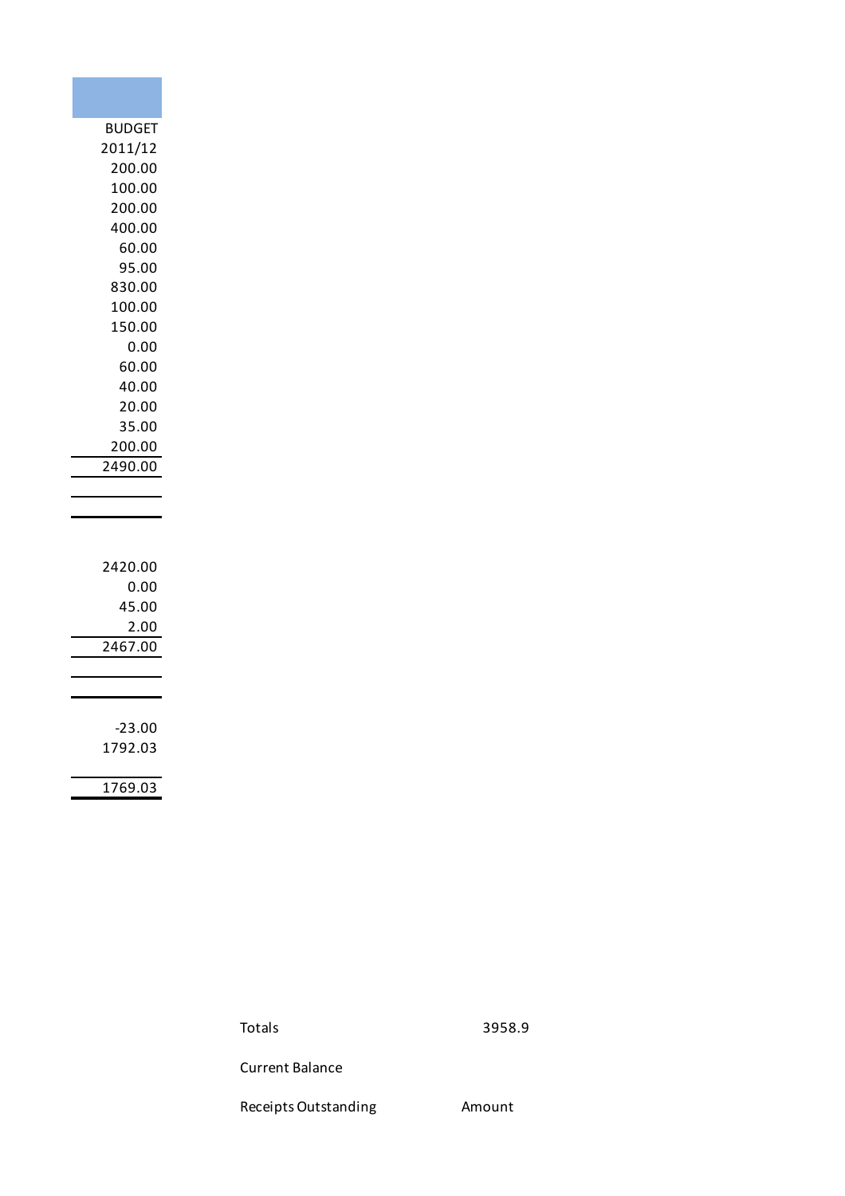| BUDGET |
|---|
| 2011/12 |
| 200.00 |
| 100.00 |
| 200.00 |
| 400.00 |
| 60.00 |
| 95.00 |
| 830.00 |
| 100.00 |
| 150.00 |
| 0.00 |
| 60.00 |
| 40.00 |
| 20.00 |
| 35.00 |
| 200.00 |
| 2490.00 |
| |
| |
| 2420.00 |
| 0.00 |
| 45.00 |
| 2.00 |
| 2467.00 |
| |
| |
| -23.00 |
| 1792.03 |
| |
| 1769.03 |

| | |
|---|---|
| Totals | 3958.9 |
| Current Balance | |
| Receipts Outstanding | Amount |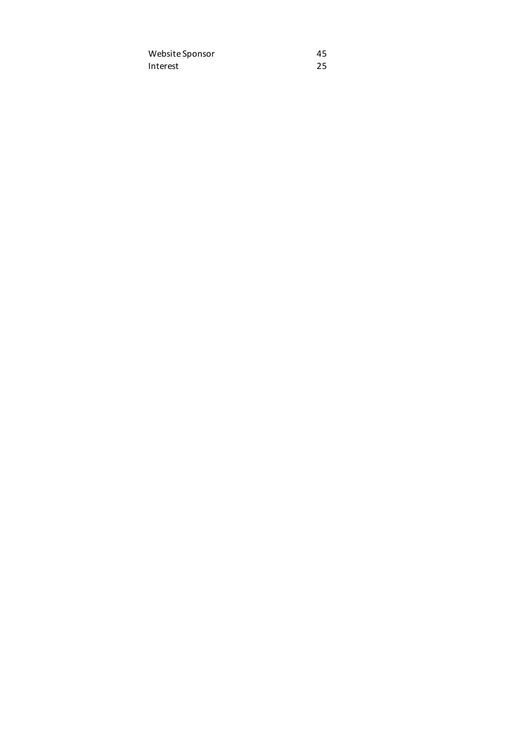| | |
|---|---|
| Website Sponsor | 45 |
| Interest | 25 |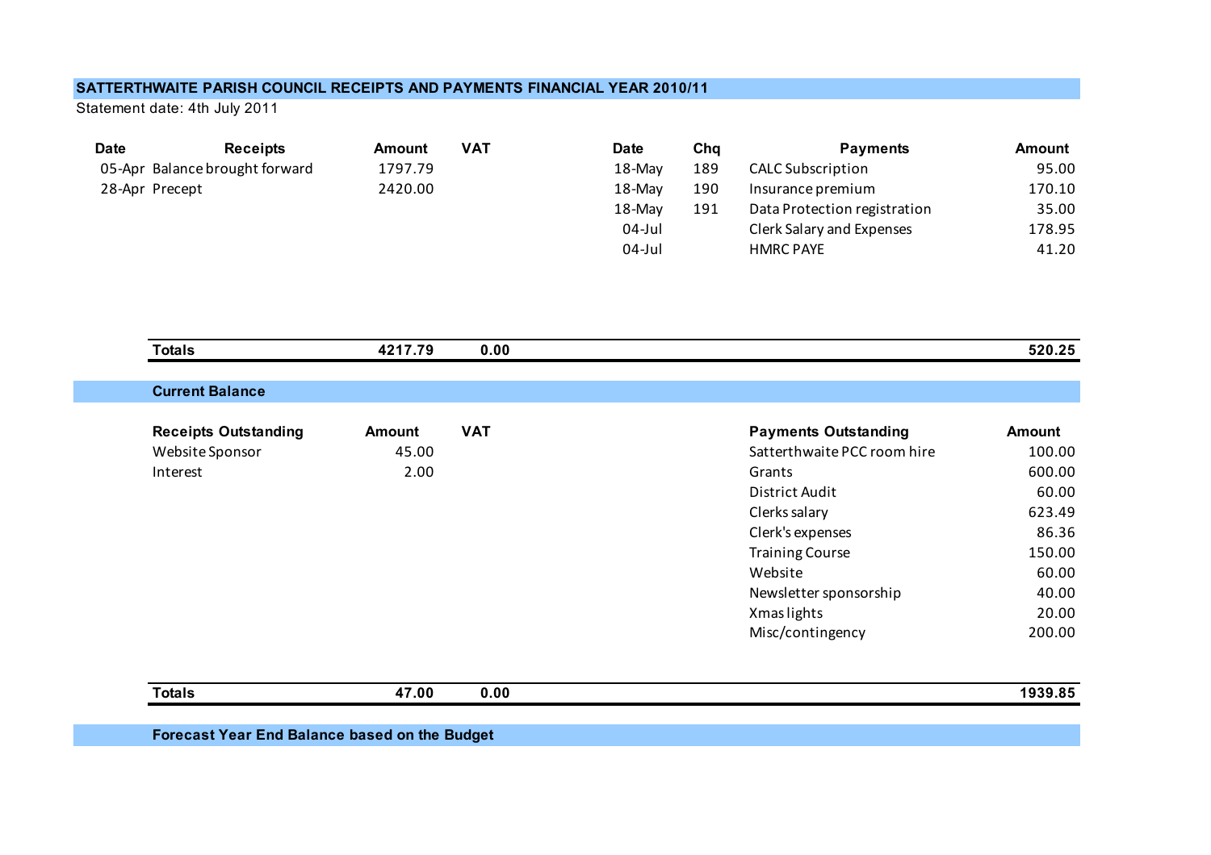## SATTERTHWAITE PARISH COUNCIL RECEIPTS AND PAYMENTS FINANCIAL YEAR 2010/11

Statement date: 4th July 2011

| Date | Receipts | Amount | VAT | Date | Chq | Payments | Amount |
|---|---|---|---|---|---|---|---|
| 05-Apr | Balance brought forward | 1797.79 | | 18-May | 189 | CALC Subscription | 95.00 |
| 28-Apr | Precept | 2420.00 | | 18-May | 190 | Insurance premium | 170.10 |
| | | | | 18-May | 191 | Data Protection registration | 35.00 |
| | | | | 04-Jul | | Clerk Salary and Expenses | 178.95 |
| | | | | 04-Jul | | HMRC PAYE | 41.20 |
| | **Totals** | **4217.79** | **0.00** | | | | **520.25** |

**Current Balance**

| Receipts Outstanding | Amount | VAT | Payments Outstanding | Amount |
|---|---|---|---|---|
| Website Sponsor | 45.00 | | Satterthwaite PCC room hire | 100.00 |
| Interest | 2.00 | | Grants | 600.00 |
| | | | District Audit | 60.00 |
| | | | Clerks salary | 623.49 |
| | | | Clerk's expenses | 86.36 |
| | | | Training Course | 150.00 |
| | | | Website | 60.00 |
| | | | Newsletter sponsorship | 40.00 |
| | | | Xmas lights | 20.00 |
| | | | Misc/contingency | 200.00 |
| **Totals** | **47.00** | **0.00** | | **1939.85** |

**Forecast Year End Balance based on the Budget**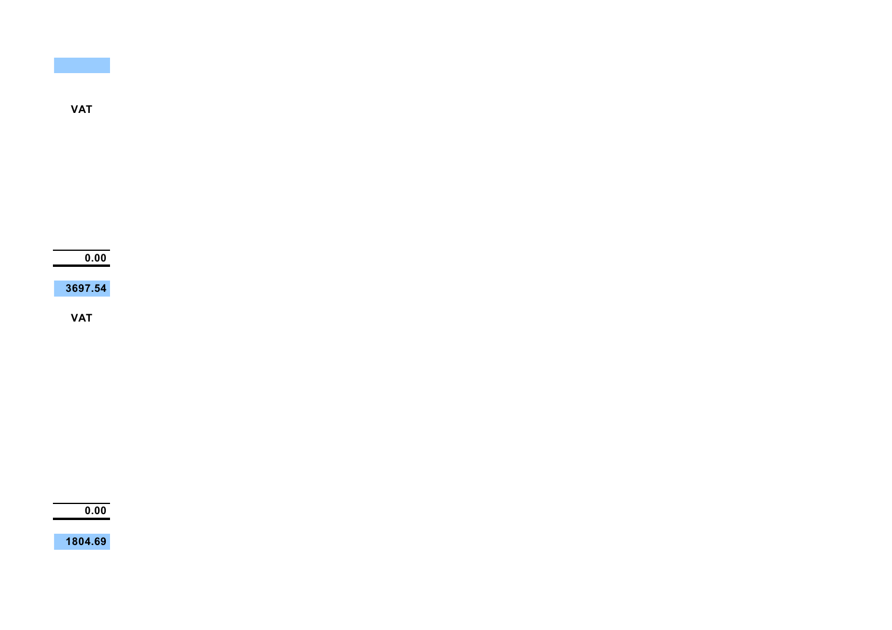**VAT**

**0.00**

**3697.54**

**VAT**

**0.00**

**1804.69**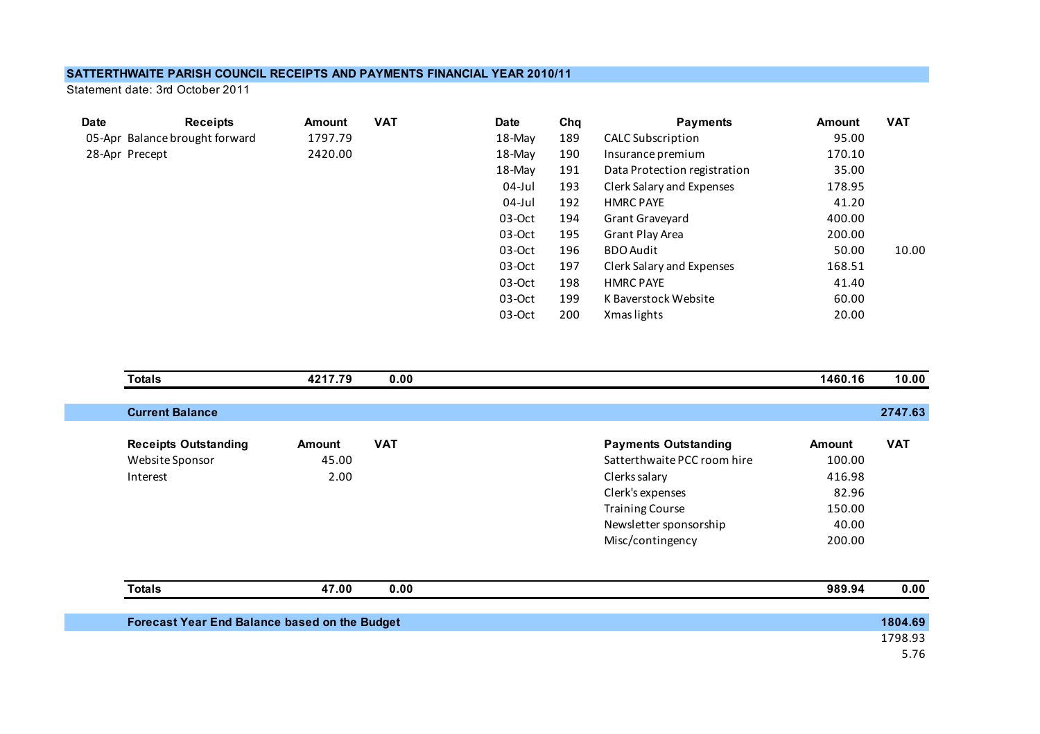**SATTERTHWAITE PARISH COUNCIL RECEIPTS AND PAYMENTS FINANCIAL YEAR 2010/11**

Statement date: 3rd October 2011

| Date | Receipts | Amount | VAT | Date | Chq | Payments | Amount | VAT |
|---|---|---|---|---|---|---|---|---|
| 05-Apr | Balance brought forward | 1797.79 | | 18-May | 189 | CALC Subscription | 95.00 | |
| 28-Apr | Precept | 2420.00 | | 18-May | 190 | Insurance premium | 170.10 | |
| | | | | 18-May | 191 | Data Protection registration | 35.00 | |
| | | | | 04-Jul | 193 | Clerk Salary and Expenses | 178.95 | |
| | | | | 04-Jul | 192 | HMRC PAYE | 41.20 | |
| | | | | 03-Oct | 194 | Grant Graveyard | 400.00 | |
| | | | | 03-Oct | 195 | Grant Play Area | 200.00 | |
| | | | | 03-Oct | 196 | BDO Audit | 50.00 | 10.00 |
| | | | | 03-Oct | 197 | Clerk Salary and Expenses | 168.51 | |
| | | | | 03-Oct | 198 | HMRC PAYE | 41.40 | |
| | | | | 03-Oct | 199 | K Baverstock Website | 60.00 | |
| | | | | 03-Oct | 200 | Xmas lights | 20.00 | |
| | **Totals** | **4217.79** | **0.00** | | | | **1460.16** | **10.00** |

**Current Balance** **2747.63**

| Receipts Outstanding | Amount | VAT | Payments Outstanding | Amount | VAT |
|---|---|---|---|---|---|
| Website Sponsor | 45.00 | | Satterthwaite PCC room hire | 100.00 | |
| Interest | 2.00 | | Clerks salary | 416.98 | |
| | | | Clerk's expenses | 82.96 | |
| | | | Training Course | 150.00 | |
| | | | Newsletter sponsorship | 40.00 | |
| | | | Misc/contingency | 200.00 | |
| **Totals** | **47.00** | **0.00** | | **989.94** | **0.00** |

**Forecast Year End Balance based on the Budget** **1804.69**

1798.93

5.76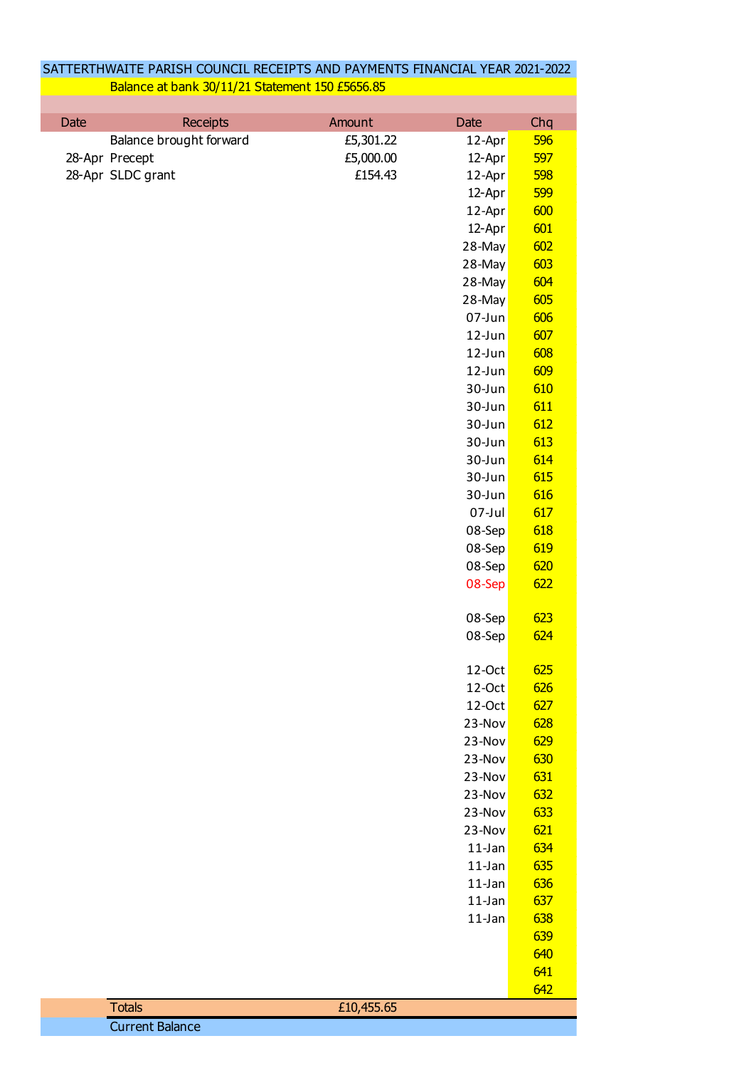SATTERTHWAITE PARISH COUNCIL RECEIPTS AND PAYMENTS FINANCIAL YEAR 2021-2022

Balance at bank 30/11/21 Statement 150 £5656.85

| Date | Receipts | Amount | Date | Chq |
|---|---|---|---|---|
| | Balance brought forward | £5,301.22 | 12-Apr | 596 |
| 28-Apr | Precept | £5,000.00 | 12-Apr | 597 |
| 28-Apr | SLDC grant | £154.43 | 12-Apr | 598 |
| | | | 12-Apr | 599 |
| | | | 12-Apr | 600 |
| | | | 12-Apr | 601 |
| | | | 28-May | 602 |
| | | | 28-May | 603 |
| | | | 28-May | 604 |
| | | | 28-May | 605 |
| | | | 07-Jun | 606 |
| | | | 12-Jun | 607 |
| | | | 12-Jun | 608 |
| | | | 12-Jun | 609 |
| | | | 30-Jun | 610 |
| | | | 30-Jun | 611 |
| | | | 30-Jun | 612 |
| | | | 30-Jun | 613 |
| | | | 30-Jun | 614 |
| | | | 30-Jun | 615 |
| | | | 30-Jun | 616 |
| | | | 07-Jul | 617 |
| | | | 08-Sep | 618 |
| | | | 08-Sep | 619 |
| | | | 08-Sep | 620 |
| | | | 08-Sep | 622 |
| | | | 08-Sep | 623 |
| | | | 08-Sep | 624 |
| | | | 12-Oct | 625 |
| | | | 12-Oct | 626 |
| | | | 12-Oct | 627 |
| | | | 23-Nov | 628 |
| | | | 23-Nov | 629 |
| | | | 23-Nov | 630 |
| | | | 23-Nov | 631 |
| | | | 23-Nov | 632 |
| | | | 23-Nov | 633 |
| | | | 23-Nov | 621 |
| | | | 11-Jan | 634 |
| | | | 11-Jan | 635 |
| | | | 11-Jan | 636 |
| | | | 11-Jan | 637 |
| | | | 11-Jan | 638 |
| | | | | 639 |
| | | | | 640 |
| | | | | 641 |
| | | | | 642 |
| | Totals | £10,455.65 | | |
| | Current Balance | | | |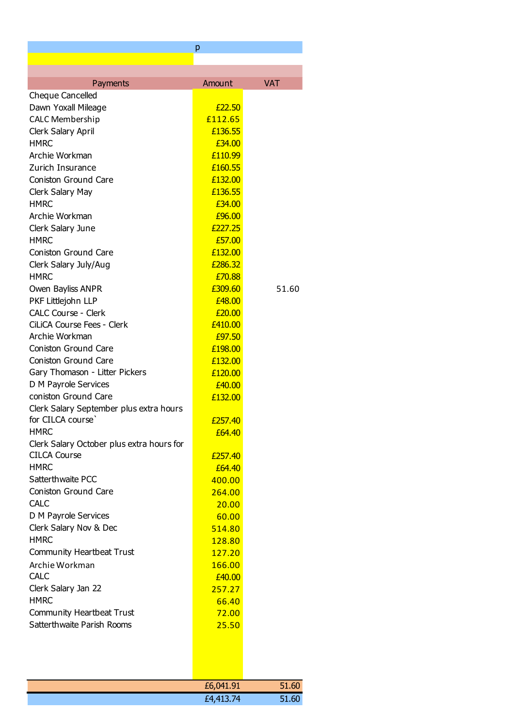p

| Payments | Amount | VAT |
|---|---|---|
| Cheque Cancelled | | |
| Dawn Yoxall Mileage | £22.50 | |
| CALC Membership | £112.65 | |
| Clerk Salary April | £136.55 | |
| HMRC | £34.00 | |
| Archie Workman | £110.99 | |
| Zurich Insurance | £160.55 | |
| Coniston Ground Care | £132.00 | |
| Clerk Salary May | £136.55 | |
| HMRC | £34.00 | |
| Archie Workman | £96.00 | |
| Clerk Salary June | £227.25 | |
| HMRC | £57.00 | |
| Coniston Ground Care | £132.00 | |
| Clerk Salary July/Aug | £286.32 | |
| HMRC | £70.88 | |
| Owen Bayliss ANPR | £309.60 | 51.60 |
| PKF Littlejohn LLP | £48.00 | |
| CALC Course - Clerk | £20.00 | |
| CiLiCA Course Fees - Clerk | £410.00 | |
| Archie Workman | £97.50 | |
| Coniston Ground Care | £198.00 | |
| Coniston Ground Care | £132.00 | |
| Gary Thomason - Litter Pickers | £120.00 | |
| D M Payrole Services | £40.00 | |
| coniston Ground Care | £132.00 | |
| Clerk Salary September plus extra hours for CILCA course` | £257.40 | |
| HMRC | £64.40 | |
| Clerk Salary October plus extra hours for CILCA Course | £257.40 | |
| HMRC | £64.40 | |
| Satterthwaite PCC | 400.00 | |
| Coniston Ground Care | 264.00 | |
| CALC | 20.00 | |
| D M Payrole Services | 60.00 | |
| Clerk Salary Nov & Dec | 514.80 | |
| HMRC | 128.80 | |
| Community Heartbeat Trust | 127.20 | |
| Archie Workman | 166.00 | |
| CALC | £40.00 | |
| Clerk Salary Jan 22 | 257.27 | |
| HMRC | 66.40 | |
| Community Heartbeat Trust | 72.00 | |
| Satterthwaite Parish Rooms | 25.50 | |
| | £6,041.91 | 51.60 |
| | £4,413.74 | 51.60 |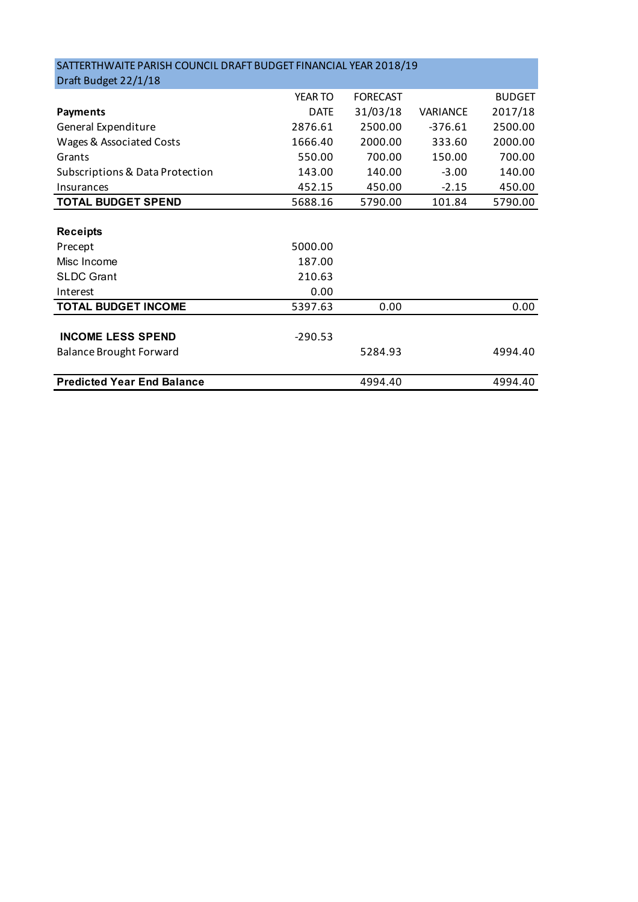SATTERTHWAITE PARISH COUNCIL DRAFT BUDGET FINANCIAL YEAR 2018/19

Draft Budget 22/1/18

| Payments | YEAR TO DATE | FORECAST 31/03/18 | VARIANCE | BUDGET 2017/18 |
|---|---|---|---|---|
| General Expenditure | 2876.61 | 2500.00 | -376.61 | 2500.00 |
| Wages & Associated Costs | 1666.40 | 2000.00 | 333.60 | 2000.00 |
| Grants | 550.00 | 700.00 | 150.00 | 700.00 |
| Subscriptions & Data Protection | 143.00 | 140.00 | -3.00 | 140.00 |
| Insurances | 452.15 | 450.00 | -2.15 | 450.00 |
| **TOTAL BUDGET SPEND** | 5688.16 | 5790.00 | 101.84 | 5790.00 |
| | | | | |
| **Receipts** | | | | |
| Precept | 5000.00 | | | |
| Misc Income | 187.00 | | | |
| SLDC Grant | 210.63 | | | |
| Interest | 0.00 | | | |
| **TOTAL BUDGET INCOME** | 5397.63 | 0.00 | | 0.00 |
| | | | | |
| **INCOME LESS SPEND** | -290.53 | | | |
| Balance Brought Forward | | 5284.93 | | 4994.40 |
| | | | | |
| **Predicted Year End Balance** | | 4994.40 | | 4994.40 |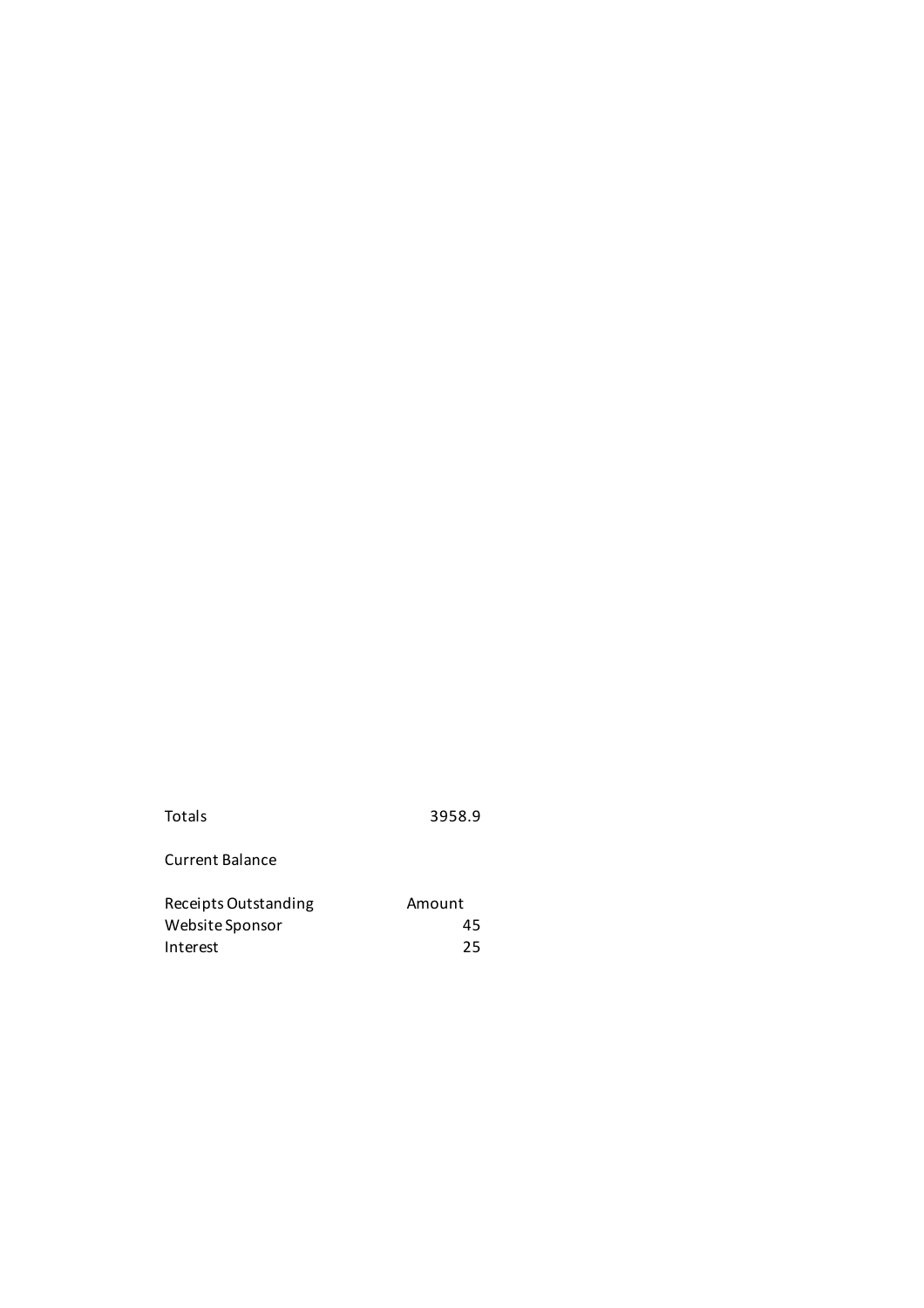| | |
|---|---|
| Totals | 3958.9 |

Current Balance

| Receipts Outstanding | Amount |
|---|---|
| Website Sponsor | 45 |
| Interest | 25 |